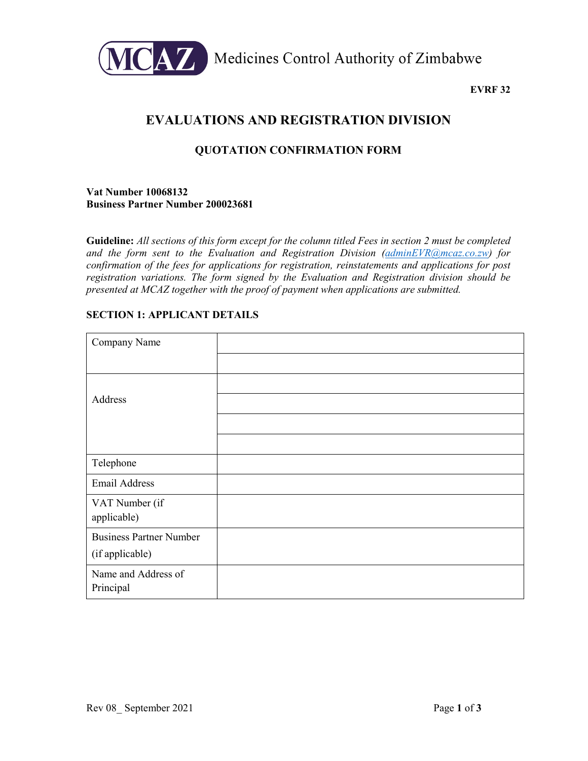Medicines Control Authority of Zimbabwe

**EVRF 32**

# EVALUATIONS AND REGISTRATION DIVISION

## QUOTATION CONFIRMATION FORM

**Vat Number 10068132**
**Business Partner Number 200023681**

**Guideline:** *All sections of this form except for the column titled Fees in section 2 must be completed and the form sent to the Evaluation and Registration Division (adminEVR@mcaz.co.zw) for confirmation of the fees for applications for registration, reinstatements and applications for post registration variations. The form signed by the Evaluation and Registration division should be presented at MCAZ together with the proof of payment when applications are submitted.*

### SECTION 1: APPLICANT DETAILS

| | |
|---|---|
| Company Name | |
| | |
| Address | |
| | |
| | |
| | |
| Telephone | |
| Email Address | |
| VAT Number (if applicable) | |
| Business Partner Number (if applicable) | |
| Name and Address of Principal | |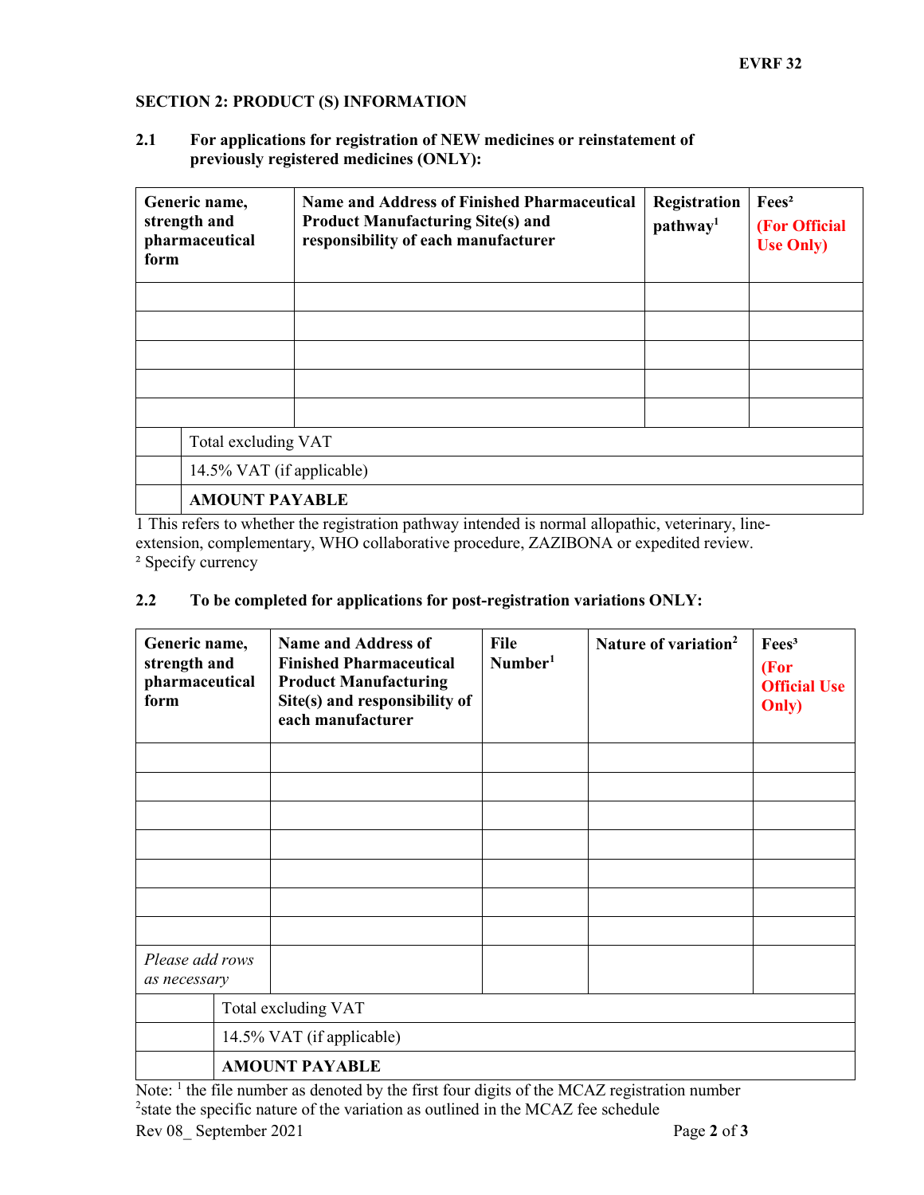## SECTION 2: PRODUCT (S) INFORMATION

### 2.1 For applications for registration of NEW medicines or reinstatement of previously registered medicines (ONLY):

| Generic name, strength and pharmaceutical form | Name and Address of Finished Pharmaceutical Product Manufacturing Site(s) and responsibility of each manufacturer | Registration pathway[1] | Fees[2] (For Official Use Only) |
|---|---|---|---|
| | | | |
| | | | |
| | | | |
| | | | |
| | | | |
| | Total excluding VAT | | |
| | 14.5% VAT (if applicable) | | |
| | **AMOUNT PAYABLE** | | |

1 This refers to whether the registration pathway intended is normal allopathic, veterinary, line-extension, complementary, WHO collaborative procedure, ZAZIBONA or expedited review.
² Specify currency

### 2.2 To be completed for applications for post-registration variations ONLY:

| Generic name, strength and pharmaceutical form | Name and Address of Finished Pharmaceutical Product Manufacturing Site(s) and responsibility of each manufacturer | File Number[1] | Nature of variation[2] | Fees[3] (For Official Use Only) |
|---|---|---|---|---|
| | | | | |
| | | | | |
| | | | | |
| | | | | |
| | | | | |
| | | | | |
| | | | | |
| *Please add rows as necessary* | | | | |
| | Total excluding VAT | | | |
| | 14.5% VAT (if applicable) | | | |
| | **AMOUNT PAYABLE** | | | |

Note: [1] the file number as denoted by the first four digits of the MCAZ registration number
[2]state the specific nature of the variation as outlined in the MCAZ fee schedule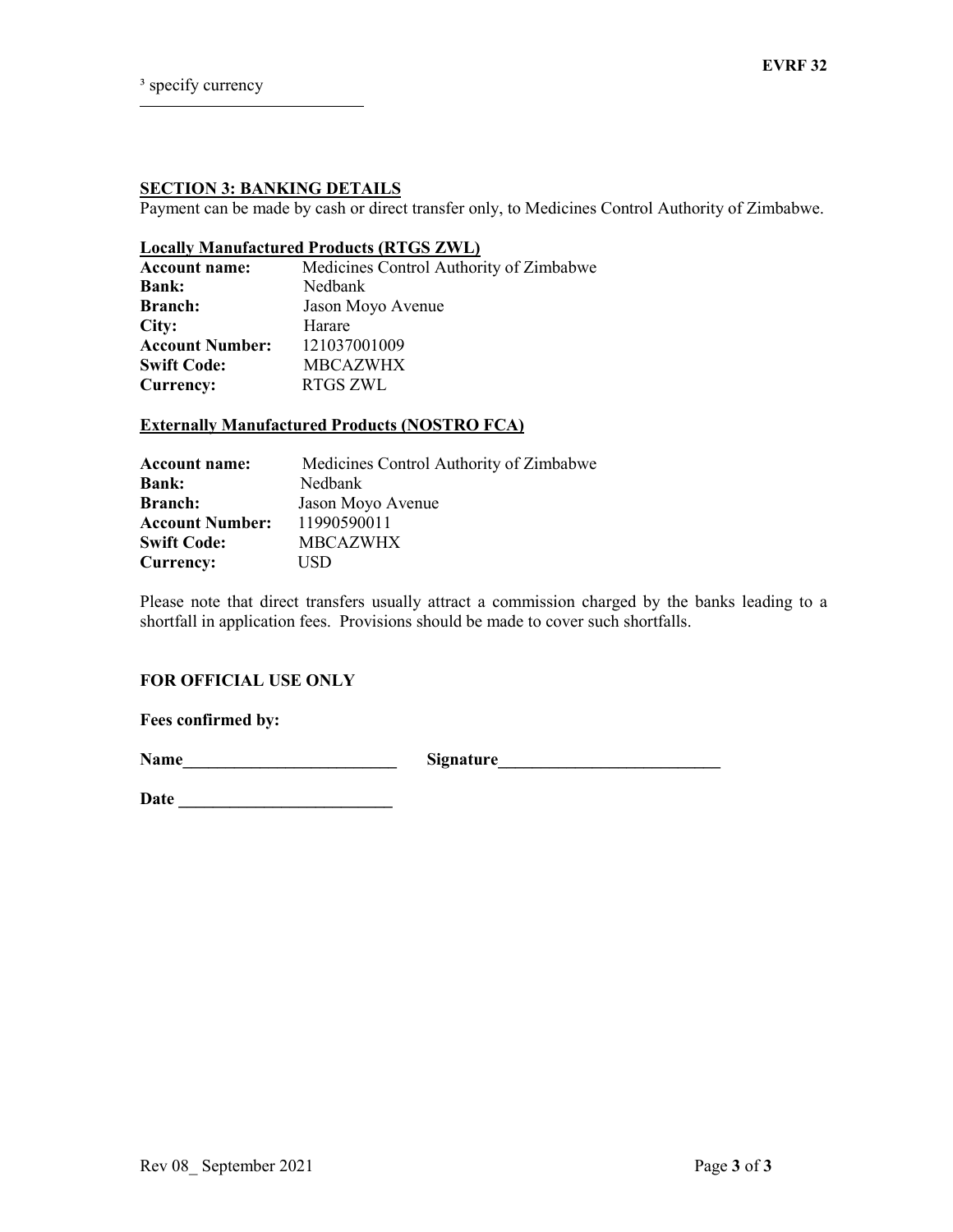[3] specify currency

**SECTION 3: BANKING DETAILS**

Payment can be made by cash or direct transfer only, to Medicines Control Authority of Zimbabwe.

**Locally Manufactured Products (RTGS ZWL)**

| | |
|---|---|
| **Account name:** | Medicines Control Authority of Zimbabwe |
| **Bank:** | Nedbank |
| **Branch:** | Jason Moyo Avenue |
| **City:** | Harare |
| **Account Number:** | 121037001009 |
| **Swift Code:** | MBCAZWHX |
| **Currency:** | RTGS ZWL |

**Externally Manufactured Products (NOSTRO FCA)**

| | |
|---|---|
| **Account name:** | Medicines Control Authority of Zimbabwe |
| **Bank:** | Nedbank |
| **Branch:** | Jason Moyo Avenue |
| **Account Number:** | 11990590011 |
| **Swift Code:** | MBCAZWHX |
| **Currency:** | USD |

Please note that direct transfers usually attract a commission charged by the banks leading to a shortfall in application fees. Provisions should be made to cover such shortfalls.

**FOR OFFICIAL USE ONLY**

**Fees confirmed by:**

**Name**_________________________ **Signature**__________________________

**Date** _________________________